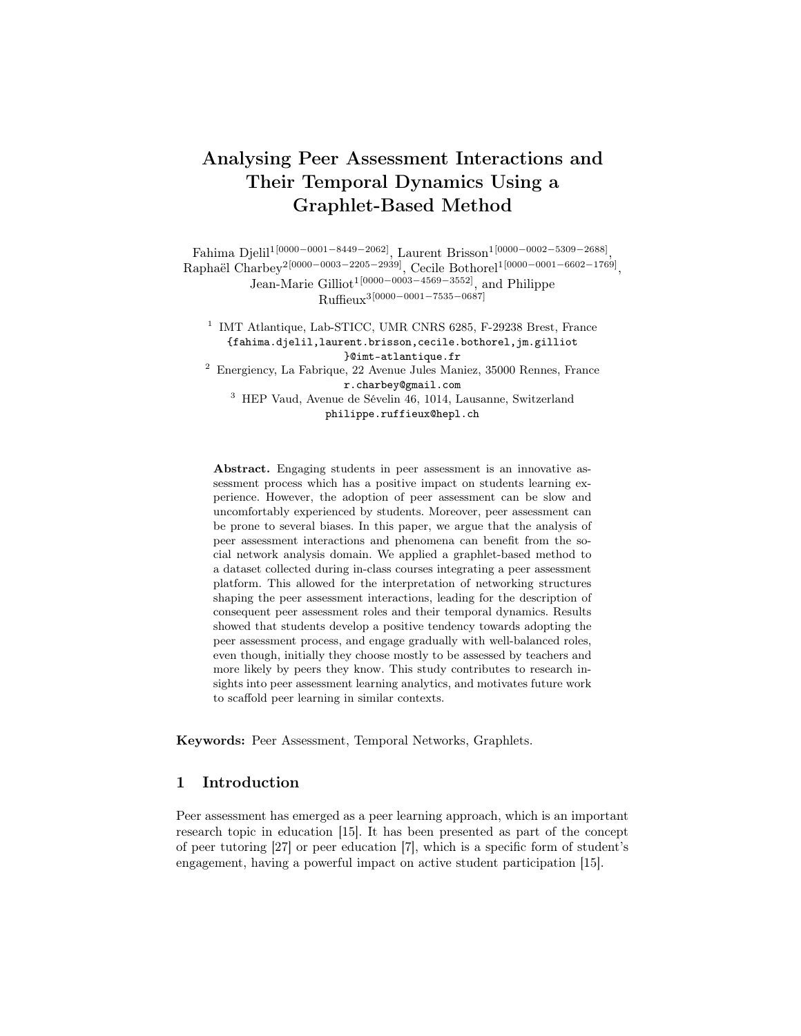# Analysing Peer Assessment Interactions and Their Temporal Dynamics Using a Graphlet-Based Method

Fahima Djelil[1] [0000−0001−8449−2062], Laurent Brisson[1] [0000−0002−5309−2688], Raphaël Charbey[2] [0000−0003−2205−2939], Cecile Bothorel[1] [0000−0001−6602−1769], Jean-Marie Gilliot[1] [0000−0003−4569−3552], and Philippe Ruffieux[3] [0000−0001−7535−0687]

[1] IMT Atlantique, Lab-STICC, UMR CNRS 6285, F-29238 Brest, France
{fahima.djelil,laurent.brisson,cecile.bothorel,jm.gilliot}@imt-atlantique.fr

[2] Energiency, La Fabrique, 22 Avenue Jules Maniez, 35000 Rennes, France
r.charbey@gmail.com

[3] HEP Vaud, Avenue de Sévelin 46, 1014, Lausanne, Switzerland
philippe.ruffieux@hepl.ch

**Abstract.** Engaging students in peer assessment is an innovative assessment process which has a positive impact on students learning experience. However, the adoption of peer assessment can be slow and uncomfortably experienced by students. Moreover, peer assessment can be prone to several biases. In this paper, we argue that the analysis of peer assessment interactions and phenomena can benefit from the social network analysis domain. We applied a graphlet-based method to a dataset collected during in-class courses integrating a peer assessment platform. This allowed for the interpretation of networking structures shaping the peer assessment interactions, leading for the description of consequent peer assessment roles and their temporal dynamics. Results showed that students develop a positive tendency towards adopting the peer assessment process, and engage gradually with well-balanced roles, even though, initially they choose mostly to be assessed by teachers and more likely by peers they know. This study contributes to research insights into peer assessment learning analytics, and motivates future work to scaffold peer learning in similar contexts.

**Keywords:** Peer Assessment, Temporal Networks, Graphlets.

## 1 Introduction

Peer assessment has emerged as a peer learning approach, which is an important research topic in education [15]. It has been presented as part of the concept of peer tutoring [27] or peer education [7], which is a specific form of student's engagement, having a powerful impact on active student participation [15].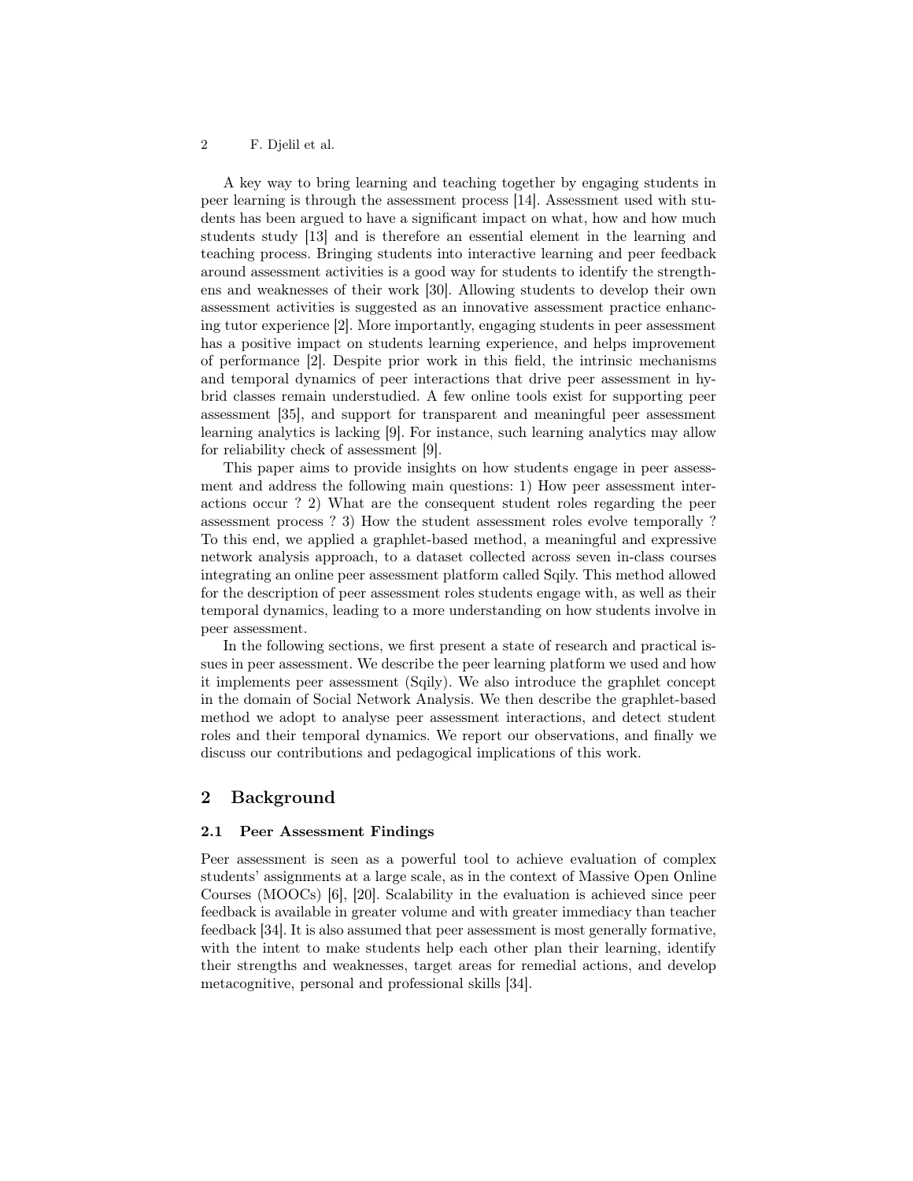A key way to bring learning and teaching together by engaging students in peer learning is through the assessment process [14]. Assessment used with students has been argued to have a significant impact on what, how and how much students study [13] and is therefore an essential element in the learning and teaching process. Bringing students into interactive learning and peer feedback around assessment activities is a good way for students to identify the strengthens and weaknesses of their work [30]. Allowing students to develop their own assessment activities is suggested as an innovative assessment practice enhancing tutor experience [2]. More importantly, engaging students in peer assessment has a positive impact on students learning experience, and helps improvement of performance [2]. Despite prior work in this field, the intrinsic mechanisms and temporal dynamics of peer interactions that drive peer assessment in hybrid classes remain understudied. A few online tools exist for supporting peer assessment [35], and support for transparent and meaningful peer assessment learning analytics is lacking [9]. For instance, such learning analytics may allow for reliability check of assessment [9].

This paper aims to provide insights on how students engage in peer assessment and address the following main questions: 1) How peer assessment interactions occur ? 2) What are the consequent student roles regarding the peer assessment process ? 3) How the student assessment roles evolve temporally ? To this end, we applied a graphlet-based method, a meaningful and expressive network analysis approach, to a dataset collected across seven in-class courses integrating an online peer assessment platform called Sqily. This method allowed for the description of peer assessment roles students engage with, as well as their temporal dynamics, leading to a more understanding on how students involve in peer assessment.

In the following sections, we first present a state of research and practical issues in peer assessment. We describe the peer learning platform we used and how it implements peer assessment (Sqily). We also introduce the graphlet concept in the domain of Social Network Analysis. We then describe the graphlet-based method we adopt to analyse peer assessment interactions, and detect student roles and their temporal dynamics. We report our observations, and finally we discuss our contributions and pedagogical implications of this work.

## 2 Background

### 2.1 Peer Assessment Findings

Peer assessment is seen as a powerful tool to achieve evaluation of complex students' assignments at a large scale, as in the context of Massive Open Online Courses (MOOCs) [6], [20]. Scalability in the evaluation is achieved since peer feedback is available in greater volume and with greater immediacy than teacher feedback [34]. It is also assumed that peer assessment is most generally formative, with the intent to make students help each other plan their learning, identify their strengths and weaknesses, target areas for remedial actions, and develop metacognitive, personal and professional skills [34].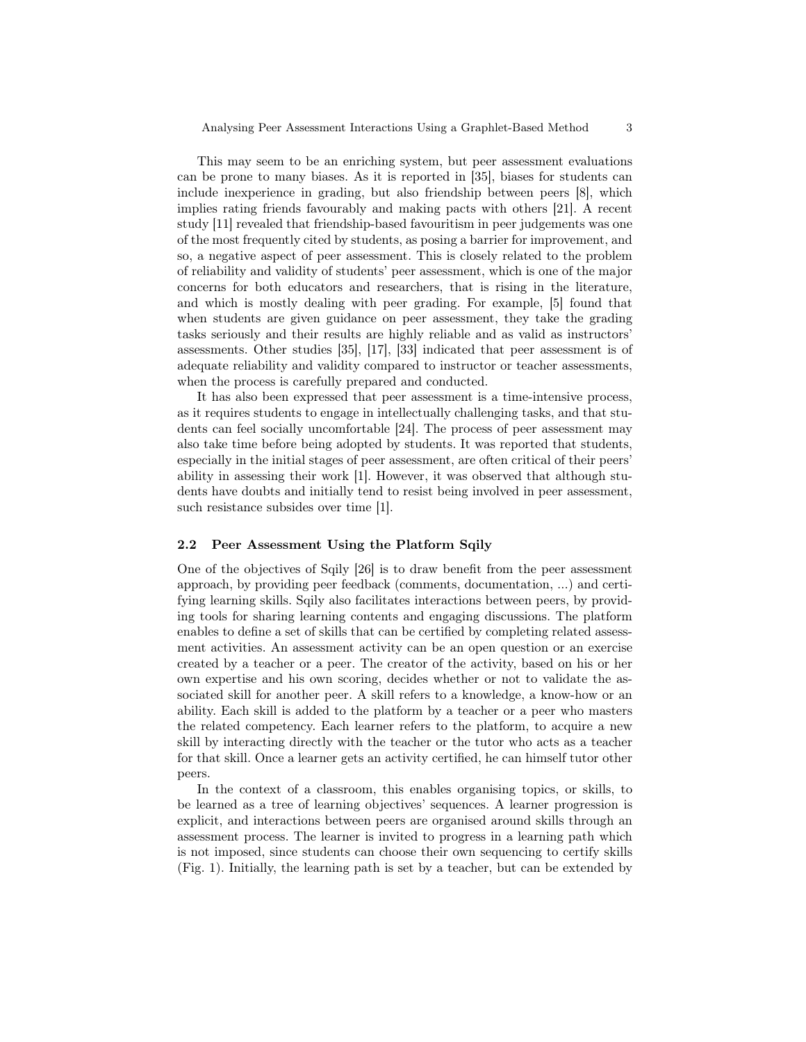This may seem to be an enriching system, but peer assessment evaluations can be prone to many biases. As it is reported in [35], biases for students can include inexperience in grading, but also friendship between peers [8], which implies rating friends favourably and making pacts with others [21]. A recent study [11] revealed that friendship-based favouritism in peer judgements was one of the most frequently cited by students, as posing a barrier for improvement, and so, a negative aspect of peer assessment. This is closely related to the problem of reliability and validity of students' peer assessment, which is one of the major concerns for both educators and researchers, that is rising in the literature, and which is mostly dealing with peer grading. For example, [5] found that when students are given guidance on peer assessment, they take the grading tasks seriously and their results are highly reliable and as valid as instructors' assessments. Other studies [35], [17], [33] indicated that peer assessment is of adequate reliability and validity compared to instructor or teacher assessments, when the process is carefully prepared and conducted.

It has also been expressed that peer assessment is a time-intensive process, as it requires students to engage in intellectually challenging tasks, and that students can feel socially uncomfortable [24]. The process of peer assessment may also take time before being adopted by students. It was reported that students, especially in the initial stages of peer assessment, are often critical of their peers' ability in assessing their work [1]. However, it was observed that although students have doubts and initially tend to resist being involved in peer assessment, such resistance subsides over time [1].

### 2.2 Peer Assessment Using the Platform Sqily

One of the objectives of Sqily [26] is to draw benefit from the peer assessment approach, by providing peer feedback (comments, documentation, ...) and certifying learning skills. Sqily also facilitates interactions between peers, by providing tools for sharing learning contents and engaging discussions. The platform enables to define a set of skills that can be certified by completing related assessment activities. An assessment activity can be an open question or an exercise created by a teacher or a peer. The creator of the activity, based on his or her own expertise and his own scoring, decides whether or not to validate the associated skill for another peer. A skill refers to a knowledge, a know-how or an ability. Each skill is added to the platform by a teacher or a peer who masters the related competency. Each learner refers to the platform, to acquire a new skill by interacting directly with the teacher or the tutor who acts as a teacher for that skill. Once a learner gets an activity certified, he can himself tutor other peers.

In the context of a classroom, this enables organising topics, or skills, to be learned as a tree of learning objectives' sequences. A learner progression is explicit, and interactions between peers are organised around skills through an assessment process. The learner is invited to progress in a learning path which is not imposed, since students can choose their own sequencing to certify skills (Fig. 1). Initially, the learning path is set by a teacher, but can be extended by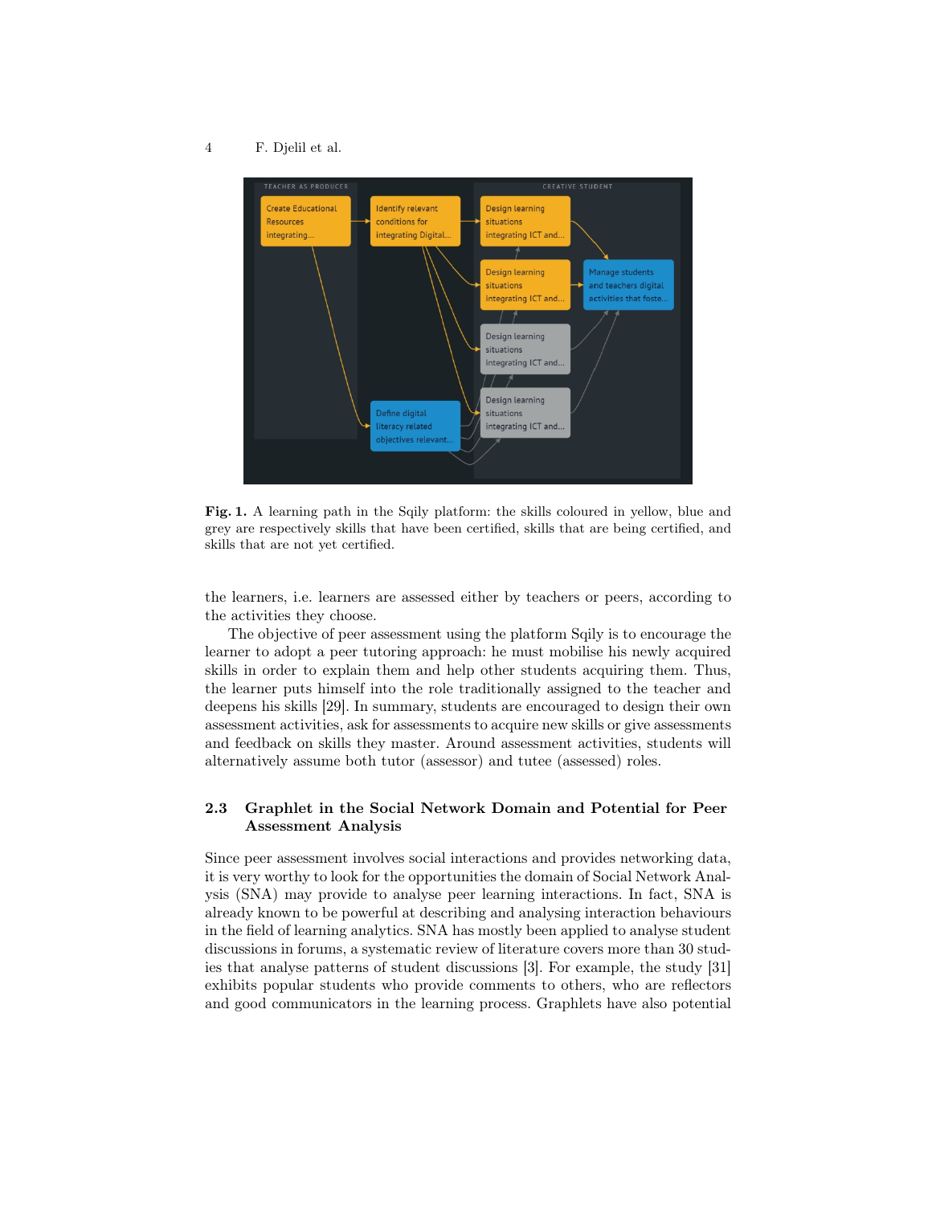**Fig. 1.** A learning path in the Sqily platform: the skills coloured in yellow, blue and grey are respectively skills that have been certified, skills that are being certified, and skills that are not yet certified.

the learners, i.e. learners are assessed either by teachers or peers, according to the activities they choose.

The objective of peer assessment using the platform Sqily is to encourage the learner to adopt a peer tutoring approach: he must mobilise his newly acquired skills in order to explain them and help other students acquiring them. Thus, the learner puts himself into the role traditionally assigned to the teacher and deepens his skills [29]. In summary, students are encouraged to design their own assessment activities, ask for assessments to acquire new skills or give assessments and feedback on skills they master. Around assessment activities, students will alternatively assume both tutor (assessor) and tutee (assessed) roles.

### 2.3 Graphlet in the Social Network Domain and Potential for Peer Assessment Analysis

Since peer assessment involves social interactions and provides networking data, it is very worthy to look for the opportunities the domain of Social Network Analysis (SNA) may provide to analyse peer learning interactions. In fact, SNA is already known to be powerful at describing and analysing interaction behaviours in the field of learning analytics. SNA has mostly been applied to analyse student discussions in forums, a systematic review of literature covers more than 30 studies that analyse patterns of student discussions [3]. For example, the study [31] exhibits popular students who provide comments to others, who are reflectors and good communicators in the learning process. Graphlets have also potential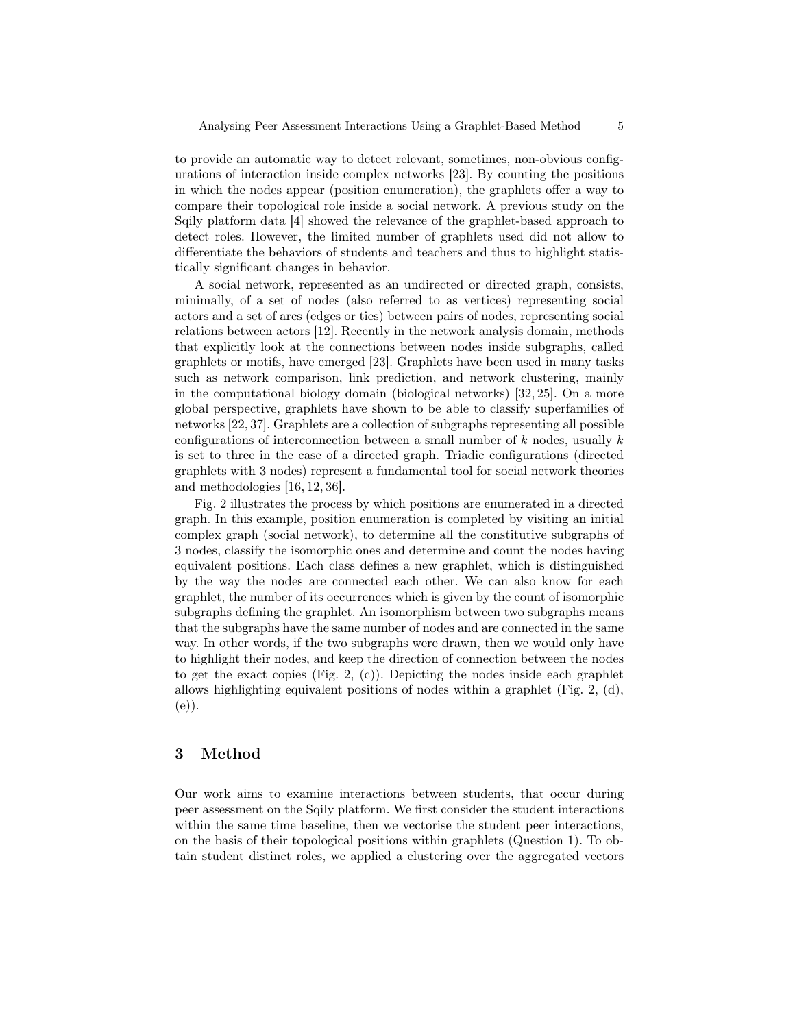to provide an automatic way to detect relevant, sometimes, non-obvious configurations of interaction inside complex networks [23]. By counting the positions in which the nodes appear (position enumeration), the graphlets offer a way to compare their topological role inside a social network. A previous study on the Sqily platform data [4] showed the relevance of the graphlet-based approach to detect roles. However, the limited number of graphlets used did not allow to differentiate the behaviors of students and teachers and thus to highlight statistically significant changes in behavior.

A social network, represented as an undirected or directed graph, consists, minimally, of a set of nodes (also referred to as vertices) representing social actors and a set of arcs (edges or ties) between pairs of nodes, representing social relations between actors [12]. Recently in the network analysis domain, methods that explicitly look at the connections between nodes inside subgraphs, called graphlets or motifs, have emerged [23]. Graphlets have been used in many tasks such as network comparison, link prediction, and network clustering, mainly in the computational biology domain (biological networks) [32, 25]. On a more global perspective, graphlets have shown to be able to classify superfamilies of networks [22, 37]. Graphlets are a collection of subgraphs representing all possible configurations of interconnection between a small number of $k$ nodes, usually $k$ is set to three in the case of a directed graph. Triadic configurations (directed graphlets with 3 nodes) represent a fundamental tool for social network theories and methodologies [16, 12, 36].

Fig. 2 illustrates the process by which positions are enumerated in a directed graph. In this example, position enumeration is completed by visiting an initial complex graph (social network), to determine all the constitutive subgraphs of 3 nodes, classify the isomorphic ones and determine and count the nodes having equivalent positions. Each class defines a new graphlet, which is distinguished by the way the nodes are connected each other. We can also know for each graphlet, the number of its occurrences which is given by the count of isomorphic subgraphs defining the graphlet. An isomorphism between two subgraphs means that the subgraphs have the same number of nodes and are connected in the same way. In other words, if the two subgraphs were drawn, then we would only have to highlight their nodes, and keep the direction of connection between the nodes to get the exact copies (Fig. 2, (c)). Depicting the nodes inside each graphlet allows highlighting equivalent positions of nodes within a graphlet (Fig. 2, (d), (e)).

## 3 Method

Our work aims to examine interactions between students, that occur during peer assessment on the Sqily platform. We first consider the student interactions within the same time baseline, then we vectorise the student peer interactions, on the basis of their topological positions within graphlets (Question 1). To obtain student distinct roles, we applied a clustering over the aggregated vectors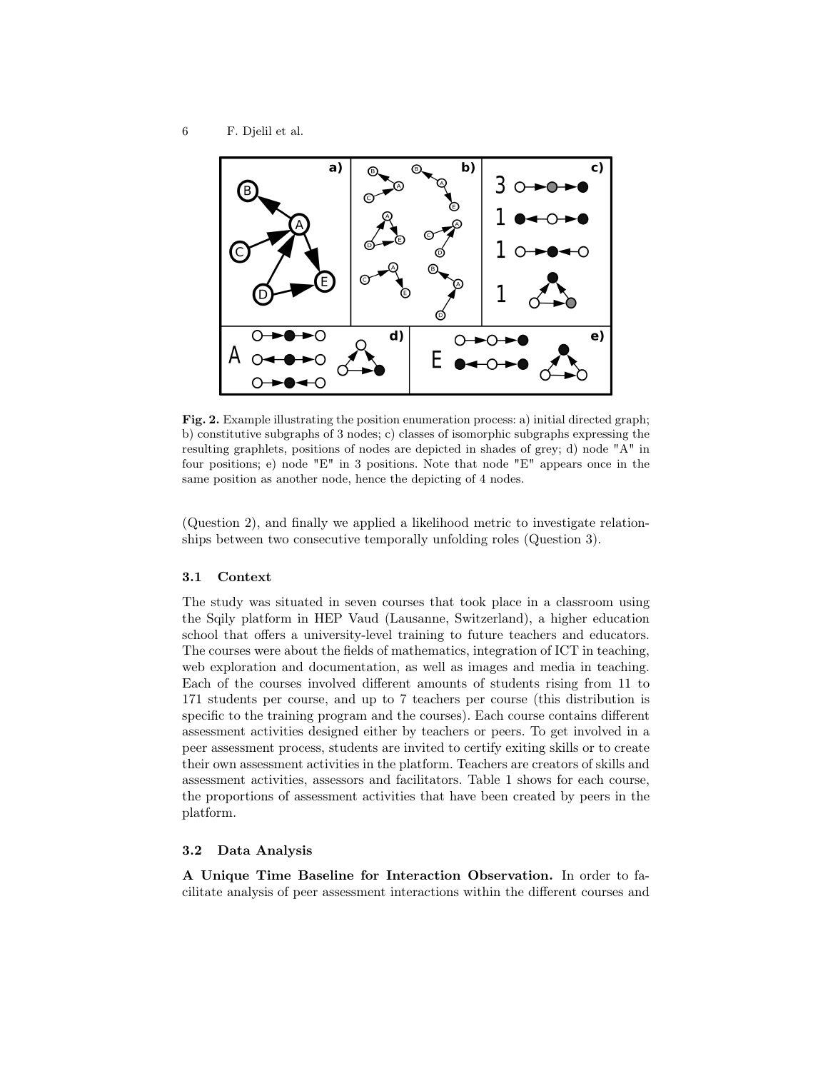**Fig. 2.** Example illustrating the position enumeration process: a) initial directed graph; b) constitutive subgraphs of 3 nodes; c) classes of isomorphic subgraphs expressing the resulting graphlets, positions of nodes are depicted in shades of grey; d) node "A" in four positions; e) node "E" in 3 positions. Note that node "E" appears once in the same position as another node, hence the depicting of 4 nodes.

(Question 2), and finally we applied a likelihood metric to investigate relationships between two consecutive temporally unfolding roles (Question 3).

### 3.1 Context

The study was situated in seven courses that took place in a classroom using the Sqily platform in HEP Vaud (Lausanne, Switzerland), a higher education school that offers a university-level training to future teachers and educators. The courses were about the fields of mathematics, integration of ICT in teaching, web exploration and documentation, as well as images and media in teaching. Each of the courses involved different amounts of students rising from 11 to 171 students per course, and up to 7 teachers per course (this distribution is specific to the training program and the courses). Each course contains different assessment activities designed either by teachers or peers. To get involved in a peer assessment process, students are invited to certify exiting skills or to create their own assessment activities in the platform. Teachers are creators of skills and assessment activities, assessors and facilitators. Table 1 shows for each course, the proportions of assessment activities that have been created by peers in the platform.

### 3.2 Data Analysis

**A Unique Time Baseline for Interaction Observation.** In order to facilitate analysis of peer assessment interactions within the different courses and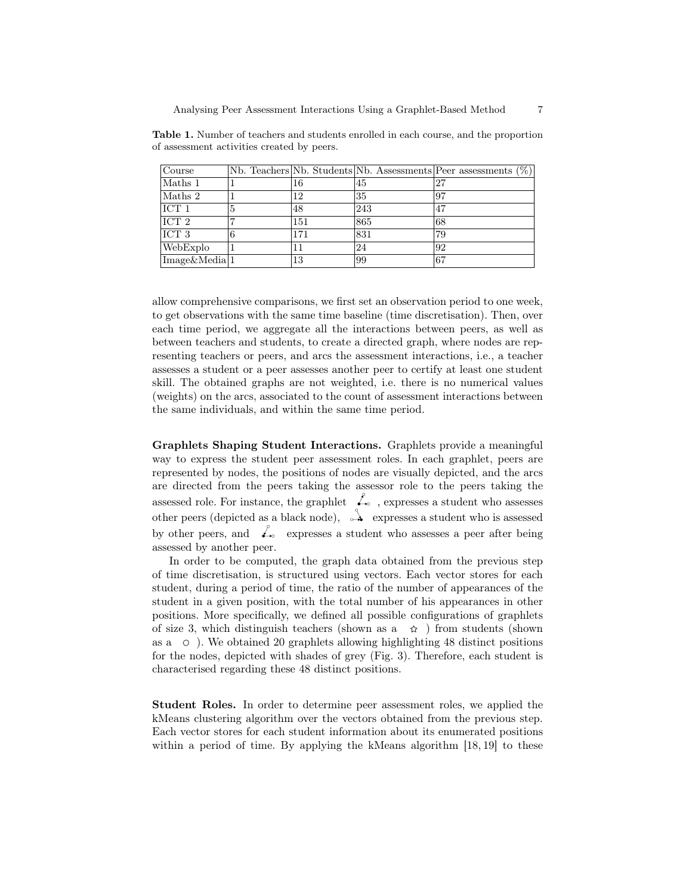**Table 1.** Number of teachers and students enrolled in each course, and the proportion of assessment activities created by peers.

| Course | Nb. Teachers | Nb. Students | Nb. Assessments | Peer assessments (%) |
|---|---|---|---|---|
| Maths 1 | 1 | 16 | 45 | 27 |
| Maths 2 | 1 | 12 | 35 | 97 |
| ICT 1 | 5 | 48 | 243 | 47 |
| ICT 2 | 7 | 151 | 865 | 68 |
| ICT 3 | 6 | 171 | 831 | 79 |
| WebExplo | 1 | 11 | 24 | 92 |
| Image&Media | 1 | 13 | 99 | 67 |

allow comprehensive comparisons, we first set an observation period to one week, to get observations with the same time baseline (time discretisation). Then, over each time period, we aggregate all the interactions between peers, as well as between teachers and students, to create a directed graph, where nodes are representing teachers or peers, and arcs the assessment interactions, i.e., a teacher assesses a student or a peer assesses another peer to certify at least one student skill. The obtained graphs are not weighted, i.e. there is no numerical values (weights) on the arcs, associated to the count of assessment interactions between the same individuals, and within the same time period.

**Graphlets Shaping Student Interactions.** Graphlets provide a meaningful way to express the student peer assessment roles. In each graphlet, peers are represented by nodes, the positions of nodes are visually depicted, and the arcs are directed from the peers taking the assessor role to the peers taking the assessed role. For instance, the graphlet , expresses a student who assesses other peers (depicted as a black node), expresses a student who is assessed by other peers, and expresses a student who assesses a peer after being assessed by another peer.

In order to be computed, the graph data obtained from the previous step of time discretisation, is structured using vectors. Each vector stores for each student, during a period of time, the ratio of the number of appearances of the student in a given position, with the total number of his appearances in other positions. More specifically, we defined all possible configurations of graphlets of size 3, which distinguish teachers (shown as a ☆ ) from students (shown as a ○ ). We obtained 20 graphlets allowing highlighting 48 distinct positions for the nodes, depicted with shades of grey (Fig. 3). Therefore, each student is characterised regarding these 48 distinct positions.

**Student Roles.** In order to determine peer assessment roles, we applied the kMeans clustering algorithm over the vectors obtained from the previous step. Each vector stores for each student information about its enumerated positions within a period of time. By applying the kMeans algorithm [18, 19] to these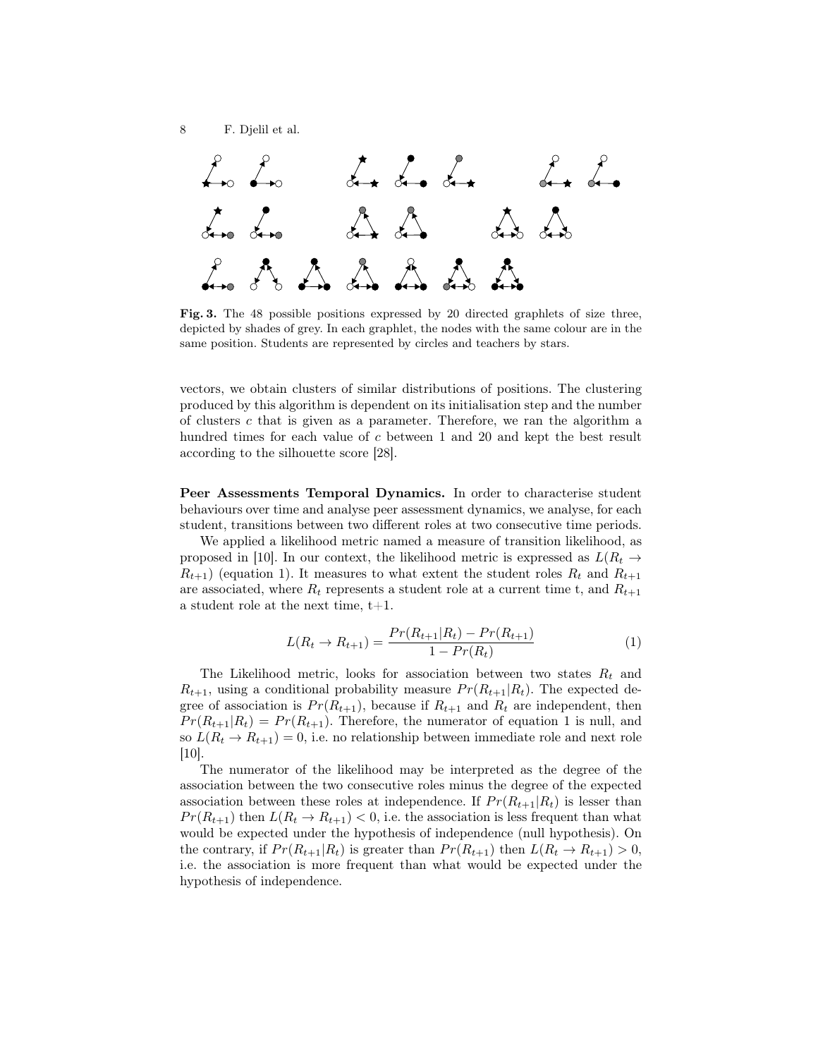**Fig. 3.** The 48 possible positions expressed by 20 directed graphlets of size three, depicted by shades of grey. In each graphlet, the nodes with the same colour are in the same position. Students are represented by circles and teachers by stars.

vectors, we obtain clusters of similar distributions of positions. The clustering produced by this algorithm is dependent on its initialisation step and the number of clusters $c$ that is given as a parameter. Therefore, we ran the algorithm a hundred times for each value of $c$ between 1 and 20 and kept the best result according to the silhouette score [28].

**Peer Assessments Temporal Dynamics.** In order to characterise student behaviours over time and analyse peer assessment dynamics, we analyse, for each student, transitions between two different roles at two consecutive time periods.

We applied a likelihood metric named a measure of transition likelihood, as proposed in [10]. In our context, the likelihood metric is expressed as $L(R_t \rightarrow R_{t+1})$ (equation 1). It measures to what extent the student roles $R_t$ and $R_{t+1}$ are associated, where $R_t$ represents a student role at a current time t, and $R_{t+1}$ a student role at the next time, t+1.

$$L(R_t \rightarrow R_{t+1}) = \frac{Pr(R_{t+1}|R_t) - Pr(R_{t+1})}{1 - Pr(R_t)} \tag{1}$$

The Likelihood metric, looks for association between two states $R_t$ and $R_{t+1}$, using a conditional probability measure $Pr(R_{t+1}|R_t)$. The expected degree of association is $Pr(R_{t+1})$, because if $R_{t+1}$ and $R_t$ are independent, then $Pr(R_{t+1}|R_t) = Pr(R_{t+1})$. Therefore, the numerator of equation 1 is null, and so $L(R_t \rightarrow R_{t+1}) = 0$, i.e. no relationship between immediate role and next role [10].

The numerator of the likelihood may be interpreted as the degree of the association between the two consecutive roles minus the degree of the expected association between these roles at independence. If $Pr(R_{t+1}|R_t)$ is lesser than $Pr(R_{t+1})$ then $L(R_t \rightarrow R_{t+1}) < 0$, i.e. the association is less frequent than what would be expected under the hypothesis of independence (null hypothesis). On the contrary, if $Pr(R_{t+1}|R_t)$ is greater than $Pr(R_{t+1})$ then $L(R_t \rightarrow R_{t+1}) > 0$, i.e. the association is more frequent than what would be expected under the hypothesis of independence.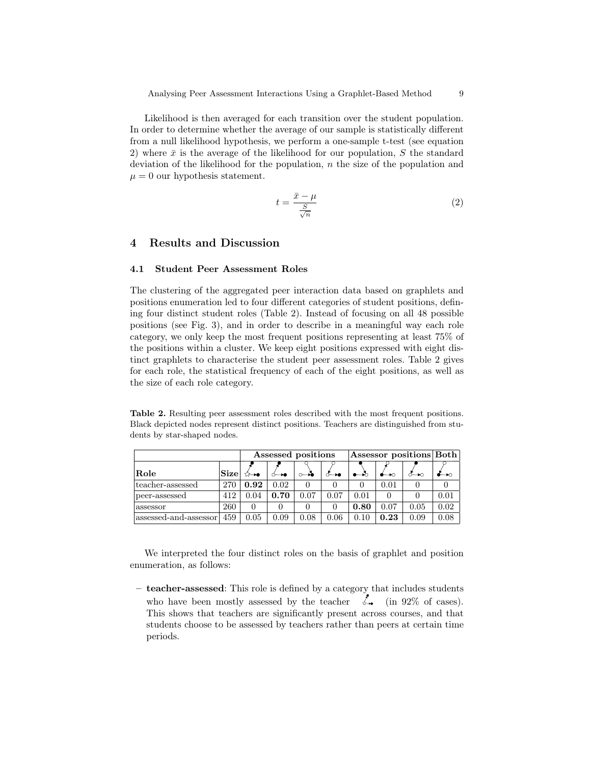Likelihood is then averaged for each transition over the student population. In order to determine whether the average of our sample is statistically different from a null likelihood hypothesis, we perform a one-sample t-test (see equation 2) where $\bar{x}$ is the average of the likelihood for our population, $S$ the standard deviation of the likelihood for the population, $n$ the size of the population and $\mu = 0$ our hypothesis statement.

$$t = \frac{\bar{x} - \mu}{\frac{S}{\sqrt{n}}} \tag{2}$$

## 4 Results and Discussion

### 4.1 Student Peer Assessment Roles

The clustering of the aggregated peer interaction data based on graphlets and positions enumeration led to four different categories of student positions, defining four distinct student roles (Table 2). Instead of focusing on all 48 possible positions (see Fig. 3), and in order to describe in a meaningful way each role category, we only keep the most frequent positions representing at least 75% of the positions within a cluster. We keep eight positions expressed with eight distinct graphlets to characterise the student peer assessment roles. Table 2 gives for each role, the statistical frequency of each of the eight positions, as well as the size of each role category.

**Table 2.** Resulting peer assessment roles described with the most frequent positions. Black depicted nodes represent distinct positions. Teachers are distinguished from students by star-shaped nodes.

| Role | Size | Assessed positions | | | | Assessor positions | | | Both |
|---|---|---|---|---|---|---|---|---|---|
| | | | | | | | | | |
| teacher-assessed | 270 | **0.92** | 0.02 | 0 | 0 | 0 | 0.01 | 0 | 0 |
| peer-assessed | 412 | 0.04 | **0.70** | 0.07 | 0.07 | 0.01 | 0 | 0 | 0.01 |
| assessor | 260 | 0 | 0 | 0 | 0 | **0.80** | 0.07 | 0.05 | 0.02 |
| assessed-and-assessor | 459 | 0.05 | 0.09 | 0.08 | 0.06 | 0.10 | **0.23** | 0.09 | 0.08 |

We interpreted the four distinct roles on the basis of graphlet and position enumeration, as follows:

- **teacher-assessed**: This role is defined by a category that includes students who have been mostly assessed by the teacher (in 92% of cases). This shows that teachers are significantly present across courses, and that students choose to be assessed by teachers rather than peers at certain time periods.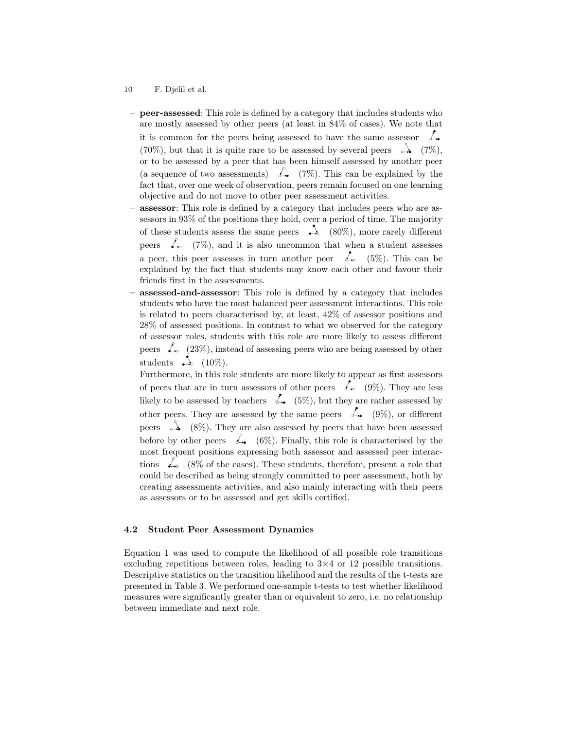- **peer-assessed**: This role is defined by a category that includes students who are mostly assessed by other peers (at least in 84% of cases). We note that it is common for the peers being assessed to have the same assessor (70%), but that it is quite rare to be assessed by several peers (7%), or to be assessed by a peer that has been himself assessed by another peer (a sequence of two assessments) (7%). This can be explained by the fact that, over one week of observation, peers remain focused on one learning objective and do not move to other peer assessment activities.
- **assessor**: This role is defined by a category that includes peers who are assessors in 93% of the positions they hold, over a period of time. The majority of these students assess the same peers (80%), more rarely different peers (7%), and it is also uncommon that when a student assesses a peer, this peer assesses in turn another peer (5%). This can be explained by the fact that students may know each other and favour their friends first in the assessments.
- **assessed-and-assessor**: This role is defined by a category that includes students who have the most balanced peer assessment interactions. This role is related to peers characterised by, at least, 42% of assessor positions and 28% of assessed positions. In contrast to what we observed for the category of assessor roles, students with this role are more likely to assess different peers (23%), instead of assessing peers who are being assessed by other students (10%).

  Furthermore, in this role students are more likely to appear as first assessors of peers that are in turn assessors of other peers (9%). They are less likely to be assessed by teachers (5%), but they are rather assessed by other peers. They are assessed by the same peers (9%), or different peers (8%). They are also assessed by peers that have been assessed before by other peers (6%). Finally, this role is characterised by the most frequent positions expressing both assessor and assessed peer interactions (8% of the cases). These students, therefore, present a role that could be described as being strongly committed to peer assessment, both by creating assessments activities, and also mainly interacting with their peers as assessors or to be assessed and get skills certified.

### 4.2 Student Peer Assessment Dynamics

Equation 1 was used to compute the likelihood of all possible role transitions excluding repetitions between roles, leading to 3×4 or 12 possible transitions. Descriptive statistics on the transition likelihood and the results of the t-tests are presented in Table 3. We performed one-sample t-tests to test whether likelihood measures were significantly greater than or equivalent to zero, i.e. no relationship between immediate and next role.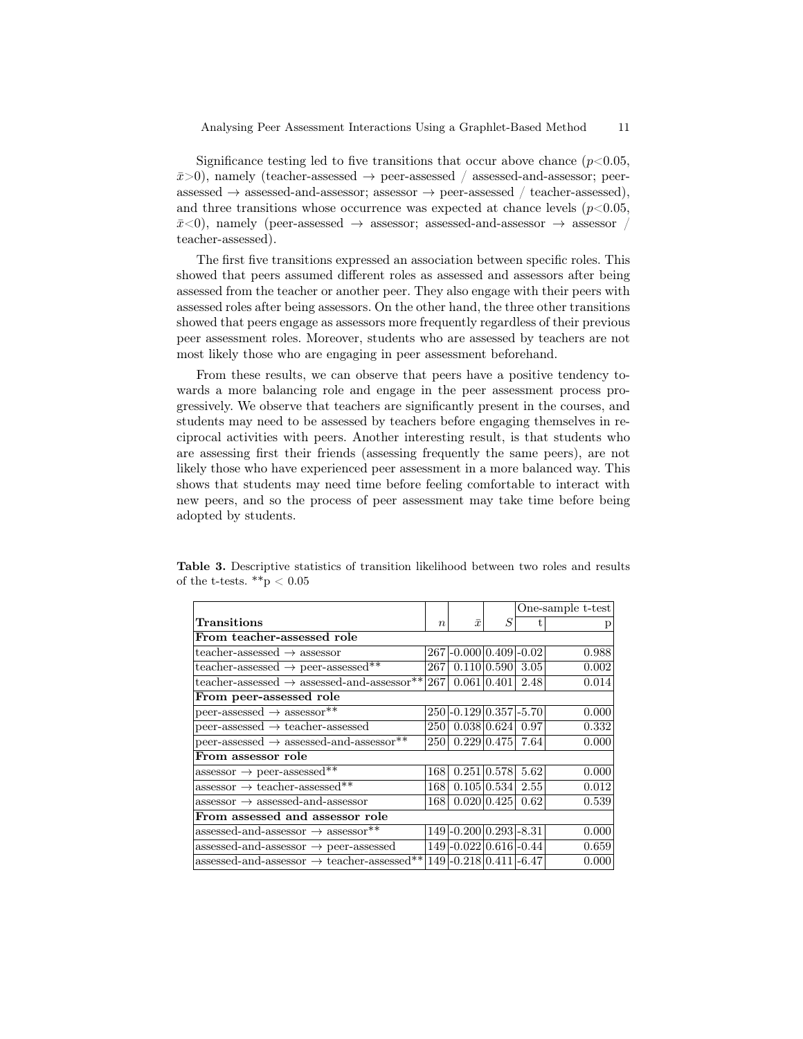Significance testing led to five transitions that occur above chance ($p<0.05$, $\bar{x}>0$), namely (teacher-assessed → peer-assessed / assessed-and-assessor; peer-assessed → assessed-and-assessor; assessor → peer-assessed / teacher-assessed), and three transitions whose occurrence was expected at chance levels ($p<0.05$, $\bar{x}<0$), namely (peer-assessed → assessor; assessed-and-assessor → assessor / teacher-assessed).

The first five transitions expressed an association between specific roles. This showed that peers assumed different roles as assessed and assessors after being assessed from the teacher or another peer. They also engage with their peers with assessed roles after being assessors. On the other hand, the three other transitions showed that peers engage as assessors more frequently regardless of their previous peer assessment roles. Moreover, students who are assessed by teachers are not most likely those who are engaging in peer assessment beforehand.

From these results, we can observe that peers have a positive tendency towards a more balancing role and engage in the peer assessment process progressively. We observe that teachers are significantly present in the courses, and students may need to be assessed by teachers before engaging themselves in reciprocal activities with peers. Another interesting result, is that students who are assessing first their friends (assessing frequently the same peers), are not likely those who have experienced peer assessment in a more balanced way. This shows that students may need time before feeling comfortable to interact with new peers, and so the process of peer assessment may take time before being adopted by students.

**Table 3.** Descriptive statistics of transition likelihood between two roles and results of the t-tests. **p < 0.05

| | | | | One-sample t-test | |
|---|---|---|---|---|---|
| **Transitions** | $n$ | $\bar{x}$ | $S$ | t | p |
| **From teacher-assessed role** | | | | | |
| teacher-assessed → assessor | 267 | -0.000 | 0.409 | -0.02 | 0.988 |
| teacher-assessed → peer-assessed** | 267 | 0.110 | 0.590 | 3.05 | 0.002 |
| teacher-assessed → assessed-and-assessor** | 267 | 0.061 | 0.401 | 2.48 | 0.014 |
| **From peer-assessed role** | | | | | |
| peer-assessed → assessor** | 250 | -0.129 | 0.357 | -5.70 | 0.000 |
| peer-assessed → teacher-assessed | 250 | 0.038 | 0.624 | 0.97 | 0.332 |
| peer-assessed → assessed-and-assessor** | 250 | 0.229 | 0.475 | 7.64 | 0.000 |
| **From assessor role** | | | | | |
| assessor → peer-assessed** | 168 | 0.251 | 0.578 | 5.62 | 0.000 |
| assessor → teacher-assessed** | 168 | 0.105 | 0.534 | 2.55 | 0.012 |
| assessor → assessed-and-assessor | 168 | 0.020 | 0.425 | 0.62 | 0.539 |
| **From assessed and assessor role** | | | | | |
| assessed-and-assessor → assessor** | 149 | -0.200 | 0.293 | -8.31 | 0.000 |
| assessed-and-assessor → peer-assessed | 149 | -0.022 | 0.616 | -0.44 | 0.659 |
| assessed-and-assessor → teacher-assessed** | 149 | -0.218 | 0.411 | -6.47 | 0.000 |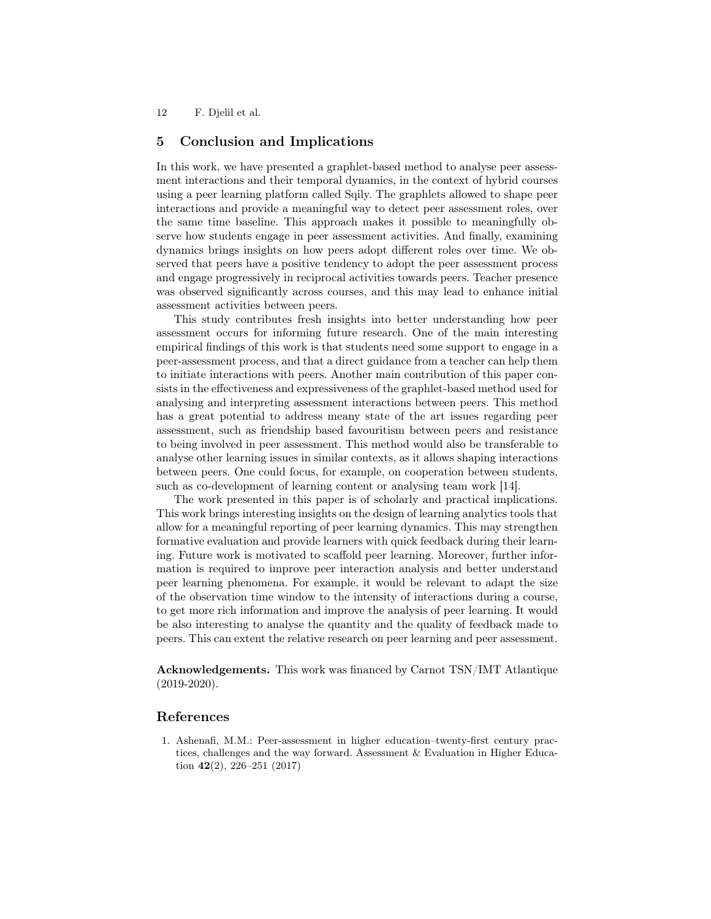## 5 Conclusion and Implications

In this work, we have presented a graphlet-based method to analyse peer assessment interactions and their temporal dynamics, in the context of hybrid courses using a peer learning platform called Sqily. The graphlets allowed to shape peer interactions and provide a meaningful way to detect peer assessment roles, over the same time baseline. This approach makes it possible to meaningfully observe how students engage in peer assessment activities. And finally, examining dynamics brings insights on how peers adopt different roles over time. We observed that peers have a positive tendency to adopt the peer assessment process and engage progressively in reciprocal activities towards peers. Teacher presence was observed significantly across courses, and this may lead to enhance initial assessment activities between peers.

This study contributes fresh insights into better understanding how peer assessment occurs for informing future research. One of the main interesting empirical findings of this work is that students need some support to engage in a peer-assessment process, and that a direct guidance from a teacher can help them to initiate interactions with peers. Another main contribution of this paper consists in the effectiveness and expressiveness of the graphlet-based method used for analysing and interpreting assessment interactions between peers. This method has a great potential to address meany state of the art issues regarding peer assessment, such as friendship based favouritism between peers and resistance to being involved in peer assessment. This method would also be transferable to analyse other learning issues in similar contexts, as it allows shaping interactions between peers. One could focus, for example, on cooperation between students, such as co-development of learning content or analysing team work [14].

The work presented in this paper is of scholarly and practical implications. This work brings interesting insights on the design of learning analytics tools that allow for a meaningful reporting of peer learning dynamics. This may strengthen formative evaluation and provide learners with quick feedback during their learning. Future work is motivated to scaffold peer learning. Moreover, further information is required to improve peer interaction analysis and better understand peer learning phenomena. For example, it would be relevant to adapt the size of the observation time window to the intensity of interactions during a course, to get more rich information and improve the analysis of peer learning. It would be also interesting to analyse the quantity and the quality of feedback made to peers. This can extent the relative research on peer learning and peer assessment.

**Acknowledgements.** This work was financed by Carnot TSN/IMT Atlantique (2019-2020).

## References

1. Ashenafi, M.M.: Peer-assessment in higher education–twenty-first century practices, challenges and the way forward. Assessment & Evaluation in Higher Education **42**(2), 226–251 (2017)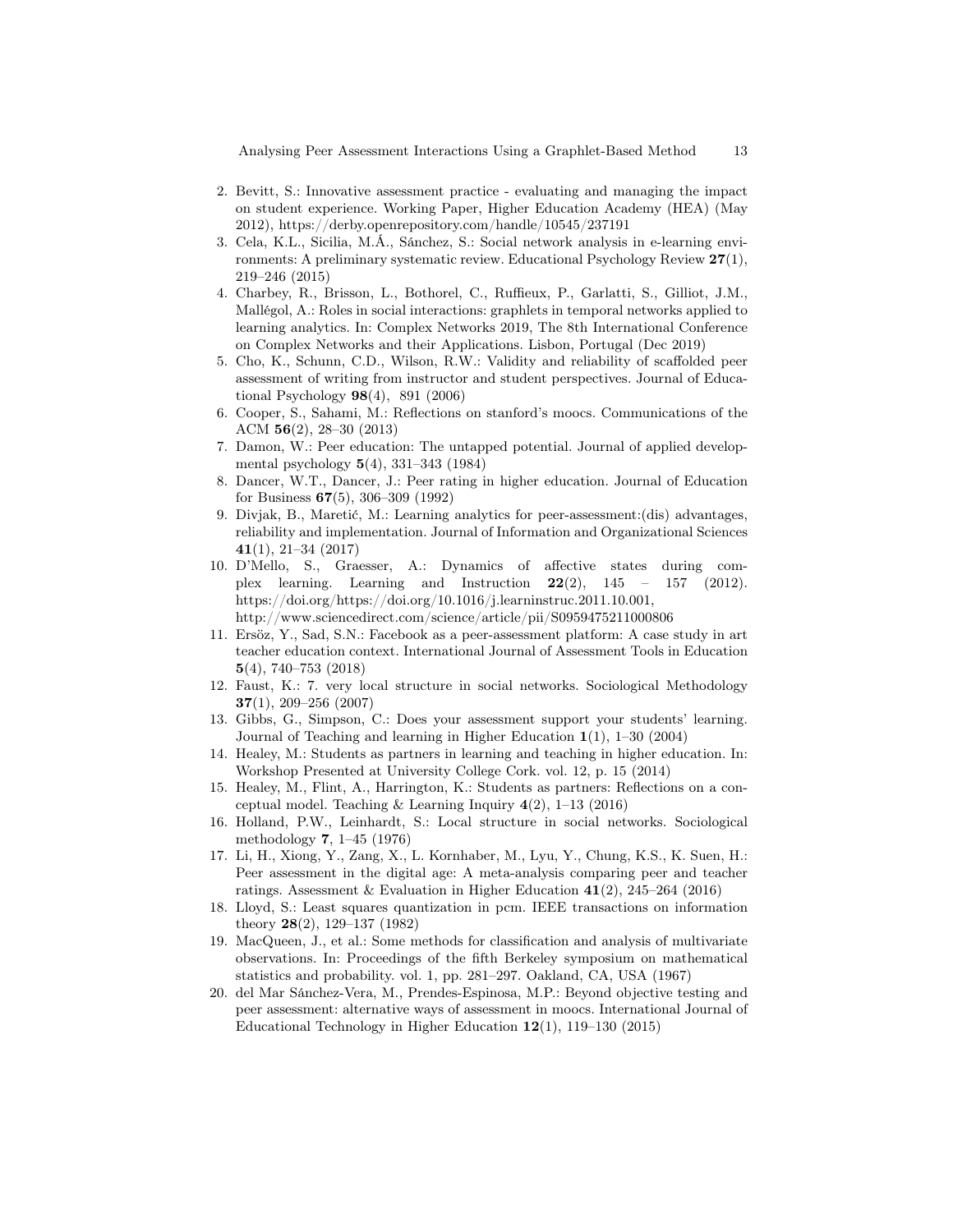2. Bevitt, S.: Innovative assessment practice - evaluating and managing the impact on student experience. Working Paper, Higher Education Academy (HEA) (May 2012), https://derby.openrepository.com/handle/10545/237191
3. Cela, K.L., Sicilia, M.Á., Sánchez, S.: Social network analysis in e-learning environments: A preliminary systematic review. Educational Psychology Review **27**(1), 219–246 (2015)
4. Charbey, R., Brisson, L., Bothorel, C., Ruffieux, P., Garlatti, S., Gilliot, J.M., Mallégol, A.: Roles in social interactions: graphlets in temporal networks applied to learning analytics. In: Complex Networks 2019, The 8th International Conference on Complex Networks and their Applications. Lisbon, Portugal (Dec 2019)
5. Cho, K., Schunn, C.D., Wilson, R.W.: Validity and reliability of scaffolded peer assessment of writing from instructor and student perspectives. Journal of Educational Psychology **98**(4), 891 (2006)
6. Cooper, S., Sahami, M.: Reflections on stanford's moocs. Communications of the ACM **56**(2), 28–30 (2013)
7. Damon, W.: Peer education: The untapped potential. Journal of applied developmental psychology **5**(4), 331–343 (1984)
8. Dancer, W.T., Dancer, J.: Peer rating in higher education. Journal of Education for Business **67**(5), 306–309 (1992)
9. Divjak, B., Maretić, M.: Learning analytics for peer-assessment:(dis) advantages, reliability and implementation. Journal of Information and Organizational Sciences **41**(1), 21–34 (2017)
10. D'Mello, S., Graesser, A.: Dynamics of affective states during complex learning. Learning and Instruction **22**(2), 145 – 157 (2012). https://doi.org/https://doi.org/10.1016/j.learninstruc.2011.10.001, http://www.sciencedirect.com/science/article/pii/S0959475211000806
11. Ersöz, Y., Sad, S.N.: Facebook as a peer-assessment platform: A case study in art teacher education context. International Journal of Assessment Tools in Education **5**(4), 740–753 (2018)
12. Faust, K.: 7. very local structure in social networks. Sociological Methodology **37**(1), 209–256 (2007)
13. Gibbs, G., Simpson, C.: Does your assessment support your students' learning. Journal of Teaching and learning in Higher Education **1**(1), 1–30 (2004)
14. Healey, M.: Students as partners in learning and teaching in higher education. In: Workshop Presented at University College Cork. vol. 12, p. 15 (2014)
15. Healey, M., Flint, A., Harrington, K.: Students as partners: Reflections on a conceptual model. Teaching & Learning Inquiry **4**(2), 1–13 (2016)
16. Holland, P.W., Leinhardt, S.: Local structure in social networks. Sociological methodology **7**, 1–45 (1976)
17. Li, H., Xiong, Y., Zang, X., L. Kornhaber, M., Lyu, Y., Chung, K.S., K. Suen, H.: Peer assessment in the digital age: A meta-analysis comparing peer and teacher ratings. Assessment & Evaluation in Higher Education **41**(2), 245–264 (2016)
18. Lloyd, S.: Least squares quantization in pcm. IEEE transactions on information theory **28**(2), 129–137 (1982)
19. MacQueen, J., et al.: Some methods for classification and analysis of multivariate observations. In: Proceedings of the fifth Berkeley symposium on mathematical statistics and probability. vol. 1, pp. 281–297. Oakland, CA, USA (1967)
20. del Mar Sánchez-Vera, M., Prendes-Espinosa, M.P.: Beyond objective testing and peer assessment: alternative ways of assessment in moocs. International Journal of Educational Technology in Higher Education **12**(1), 119–130 (2015)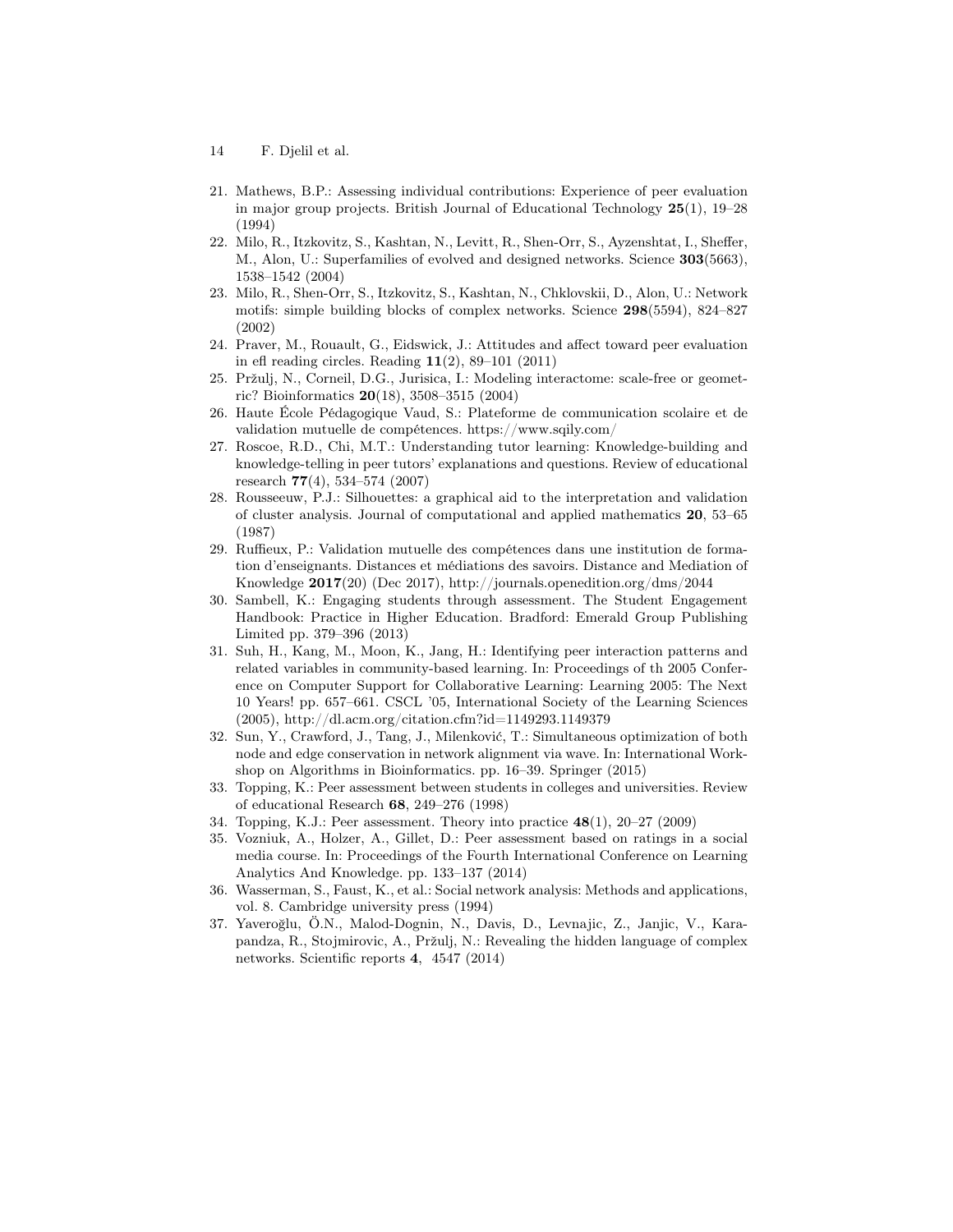21. Mathews, B.P.: Assessing individual contributions: Experience of peer evaluation in major group projects. British Journal of Educational Technology **25**(1), 19–28 (1994)
22. Milo, R., Itzkovitz, S., Kashtan, N., Levitt, R., Shen-Orr, S., Ayzenshtat, I., Sheffer, M., Alon, U.: Superfamilies of evolved and designed networks. Science **303**(5663), 1538–1542 (2004)
23. Milo, R., Shen-Orr, S., Itzkovitz, S., Kashtan, N., Chklovskii, D., Alon, U.: Network motifs: simple building blocks of complex networks. Science **298**(5594), 824–827 (2002)
24. Praver, M., Rouault, G., Eidswick, J.: Attitudes and affect toward peer evaluation in efl reading circles. Reading **11**(2), 89–101 (2011)
25. Pržulj, N., Corneil, D.G., Jurisica, I.: Modeling interactome: scale-free or geometric? Bioinformatics **20**(18), 3508–3515 (2004)
26. Haute École Pédagogique Vaud, S.: Plateforme de communication scolaire et de validation mutuelle de compétences. https://www.sqily.com/
27. Roscoe, R.D., Chi, M.T.: Understanding tutor learning: Knowledge-building and knowledge-telling in peer tutors' explanations and questions. Review of educational research **77**(4), 534–574 (2007)
28. Rousseeuw, P.J.: Silhouettes: a graphical aid to the interpretation and validation of cluster analysis. Journal of computational and applied mathematics **20**, 53–65 (1987)
29. Ruffieux, P.: Validation mutuelle des compétences dans une institution de formation d'enseignants. Distances et médiations des savoirs. Distance and Mediation of Knowledge **2017**(20) (Dec 2017), http://journals.openedition.org/dms/2044
30. Sambell, K.: Engaging students through assessment. The Student Engagement Handbook: Practice in Higher Education. Bradford: Emerald Group Publishing Limited pp. 379–396 (2013)
31. Suh, H., Kang, M., Moon, K., Jang, H.: Identifying peer interaction patterns and related variables in community-based learning. In: Proceedings of th 2005 Conference on Computer Support for Collaborative Learning: Learning 2005: The Next 10 Years! pp. 657–661. CSCL '05, International Society of the Learning Sciences (2005), http://dl.acm.org/citation.cfm?id=1149293.1149379
32. Sun, Y., Crawford, J., Tang, J., Milenković, T.: Simultaneous optimization of both node and edge conservation in network alignment via wave. In: International Workshop on Algorithms in Bioinformatics. pp. 16–39. Springer (2015)
33. Topping, K.: Peer assessment between students in colleges and universities. Review of educational Research **68**, 249–276 (1998)
34. Topping, K.J.: Peer assessment. Theory into practice **48**(1), 20–27 (2009)
35. Vozniuk, A., Holzer, A., Gillet, D.: Peer assessment based on ratings in a social media course. In: Proceedings of the Fourth International Conference on Learning Analytics And Knowledge. pp. 133–137 (2014)
36. Wasserman, S., Faust, K., et al.: Social network analysis: Methods and applications, vol. 8. Cambridge university press (1994)
37. Yaveroğlu, Ö.N., Malod-Dognin, N., Davis, D., Levnajic, Z., Janjic, V., Karapandza, R., Stojmirovic, A., Pržulj, N.: Revealing the hidden language of complex networks. Scientific reports **4**, 4547 (2014)